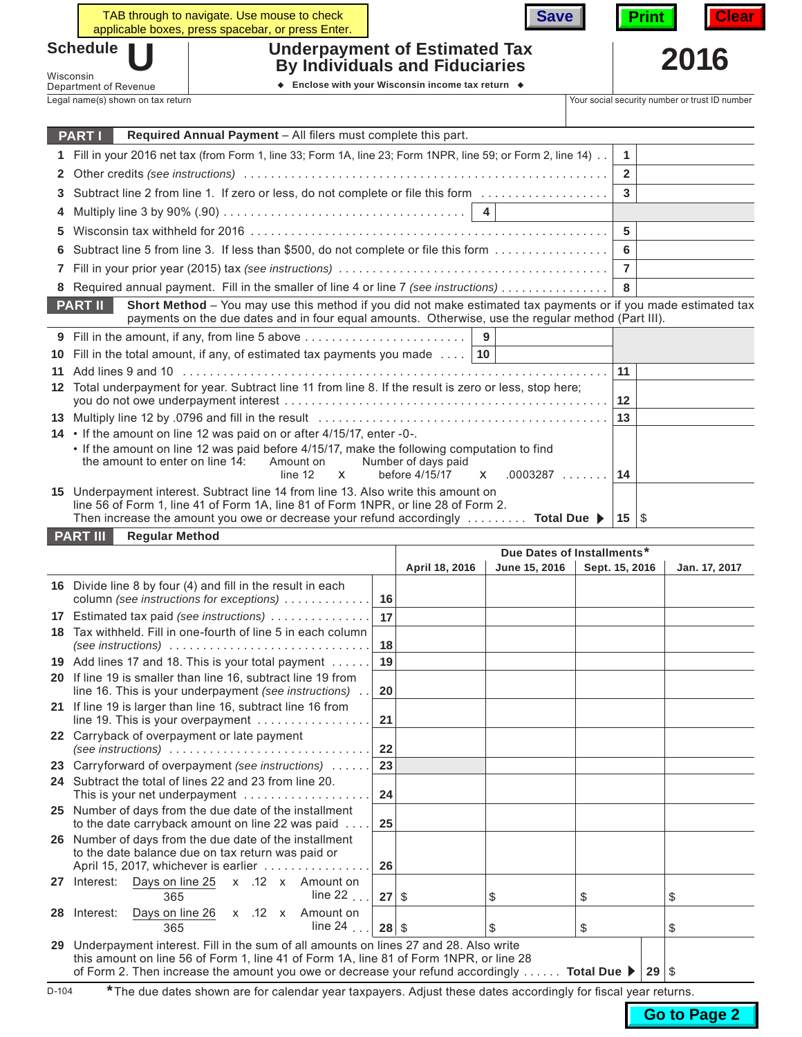TAB through to navigate. Use mouse to check applicable boxes, press spacebar, or press Enter.

Save | Print | Clear

# Schedule U

Wisconsin Department of Revenue

## Underpayment of Estimated Tax By Individuals and Fiduciaries

◆ Enclose with your Wisconsin income tax return ◆

**2016**

Legal name(s) shown on tax return | Your social security number or trust ID number

## PART I — Required Annual Payment – All filers must complete this part.

| | | | |
|---|---|---|---|
| 1 | Fill in your 2016 net tax (from Form 1, line 33; Form 1A, line 23; Form 1NPR, line 59; or Form 2, line 14) | 1 | |
| 2 | Other credits *(see instructions)* | 2 | |
| 3 | Subtract line 2 from line 1. If zero or less, do not complete or file this form | 3 | |
| 4 | Multiply line 3 by 90% (.90) | 4 | |
| 5 | Wisconsin tax withheld for 2016 | 5 | |
| 6 | Subtract line 5 from line 3. If less than $500, do not complete or file this form | 6 | |
| 7 | Fill in your prior year (2015) tax *(see instructions)* | 7 | |
| 8 | Required annual payment. Fill in the smaller of line 4 or line 7 *(see instructions)* | 8 | |

## PART II — Short Method – You may use this method if you did not make estimated tax payments or if you made estimated tax payments on the due dates and in four equal amounts. Otherwise, use the regular method (Part III).

| | | | |
|---|---|---|---|
| 9 | Fill in the amount, if any, from line 5 above | 9 | |
| 10 | Fill in the total amount, if any, of estimated tax payments you made | 10 | |
| 11 | Add lines 9 and 10 | 11 | |
| 12 | Total underpayment for year. Subtract line 11 from line 8. If the result is zero or less, stop here; you do not owe underpayment interest | 12 | |
| 13 | Multiply line 12 by .0796 and fill in the result | 13 | |
| 14 | • If the amount on line 12 was paid on or after 4/15/17, enter -0-.<br>• If the amount on line 12 was paid before 4/15/17, make the following computation to find the amount to enter on line 14: Amount on line 12 x Number of days paid before 4/15/17 x .0003287 | 14 | |
| 15 | Underpayment interest. Subtract line 14 from line 13. Also write this amount on line 56 of Form 1, line 41 of Form 1A, line 81 of Form 1NPR, or line 28 of Form 2. Then increase the amount you owe or decrease your refund accordingly — **Total Due ▶** | 15 | $ |

## PART III — Regular Method

| | | | Due Dates of Installments* | | | |
|---|---|---|---|---|---|---|
| | | | **April 18, 2016** | **June 15, 2016** | **Sept. 15, 2016** | **Jan. 17, 2017** |
| 16 | Divide line 8 by four (4) and fill in the result in each column *(see instructions for exceptions)* | 16 | | | | |
| 17 | Estimated tax paid *(see instructions)* | 17 | | | | |
| 18 | Tax withheld. Fill in one-fourth of line 5 in each column *(see instructions)* | 18 | | | | |
| 19 | Add lines 17 and 18. This is your total payment | 19 | | | | |
| 20 | If line 19 is smaller than line 16, subtract line 19 from line 16. This is your underpayment *(see instructions)* | 20 | | | | |
| 21 | If line 19 is larger than line 16, subtract line 16 from line 19. This is your overpayment | 21 | | | | |
| 22 | Carryback of overpayment or late payment *(see instructions)* | 22 | | | | |
| 23 | Carryforward of overpayment *(see instructions)* | 23 | | | | |
| 24 | Subtract the total of lines 22 and 23 from line 20. This is your net underpayment | 24 | | | | |
| 25 | Number of days from the due date of the installment to the date carryback amount on line 22 was paid | 25 | | | | |
| 26 | Number of days from the due date of the installment to the date balance due on tax return was paid or April 15, 2017, whichever is earlier | 26 | | | | |
| 27 | Interest: (Days on line 25 / 365) x .12 x Amount on line 22 | 27 | $ | $ | $ | $ |
| 28 | Interest: (Days on line 26 / 365) x .12 x Amount on line 24 | 28 | $ | $ | $ | $ |
| 29 | Underpayment interest. Fill in the sum of all amounts on lines 27 and 28. Also write this amount on line 56 of Form 1, line 41 of Form 1A, line 81 of Form 1NPR, or line 28 of Form 2. Then increase the amount you owe or decrease your refund accordingly — **Total Due ▶** | 29 | $ | | | |

D-104

*The due dates shown are for calendar year taxpayers. Adjust these dates accordingly for fiscal year returns.

Go to Page 2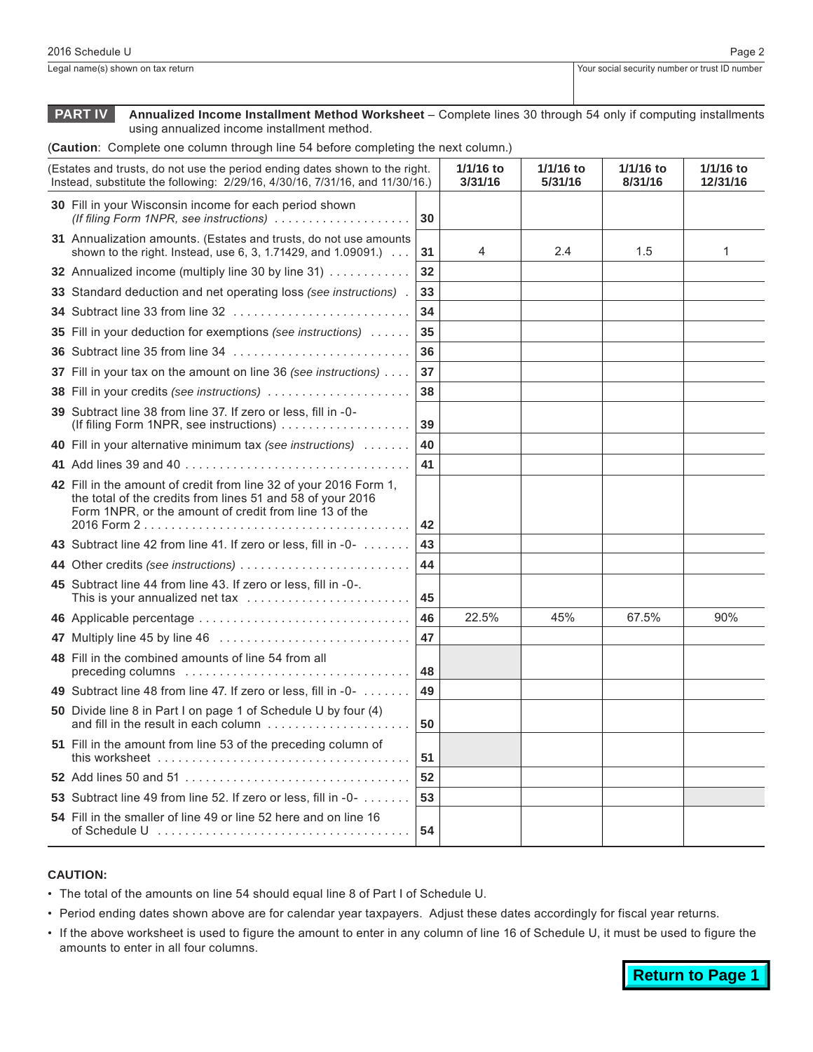2016 Schedule U

| Legal name(s) shown on tax return | Your social security number or trust ID number |
|---|---|
| | |

**PART IV** **Annualized Income Installment Method Worksheet** – Complete lines 30 through 54 only if computing installments using annualized income installment method.

(**Caution**: Complete one column through line 54 before completing the next column.)

| (Estates and trusts, do not use the period ending dates shown to the right. Instead, substitute the following: 2/29/16, 4/30/16, 7/31/16, and 11/30/16.) | | 1/1/16 to 3/31/16 | 1/1/16 to 5/31/16 | 1/1/16 to 8/31/16 | 1/1/16 to 12/31/16 |
|---|---|---|---|---|---|
| **30** Fill in your Wisconsin income for each period shown *(If filing Form 1NPR, see instructions)* | 30 | | | | |
| **31** Annualization amounts. (Estates and trusts, do not use amounts shown to the right. Instead, use 6, 3, 1.71429, and 1.09091.) | 31 | 4 | 2.4 | 1.5 | 1 |
| **32** Annualized income (multiply line 30 by line 31) | 32 | | | | |
| **33** Standard deduction and net operating loss *(see instructions)* | 33 | | | | |
| **34** Subtract line 33 from line 32 | 34 | | | | |
| **35** Fill in your deduction for exemptions *(see instructions)* | 35 | | | | |
| **36** Subtract line 35 from line 34 | 36 | | | | |
| **37** Fill in your tax on the amount on line 36 *(see instructions)* | 37 | | | | |
| **38** Fill in your credits *(see instructions)* | 38 | | | | |
| **39** Subtract line 38 from line 37. If zero or less, fill in -0- (If filing Form 1NPR, see instructions) | 39 | | | | |
| **40** Fill in your alternative minimum tax *(see instructions)* | 40 | | | | |
| **41** Add lines 39 and 40 | 41 | | | | |
| **42** Fill in the amount of credit from line 32 of your 2016 Form 1, the total of the credits from lines 51 and 58 of your 2016 Form 1NPR, or the amount of credit from line 13 of the 2016 Form 2 | 42 | | | | |
| **43** Subtract line 42 from line 41. If zero or less, fill in -0- | 43 | | | | |
| **44** Other credits *(see instructions)* | 44 | | | | |
| **45** Subtract line 44 from line 43. If zero or less, fill in -0-. This is your annualized net tax | 45 | | | | |
| **46** Applicable percentage | 46 | 22.5% | 45% | 67.5% | 90% |
| **47** Multiply line 45 by line 46 | 47 | | | | |
| **48** Fill in the combined amounts of line 54 from all preceding columns | 48 | | | | |
| **49** Subtract line 48 from line 47. If zero or less, fill in -0- | 49 | | | | |
| **50** Divide line 8 in Part I on page 1 of Schedule U by four (4) and fill in the result in each column | 50 | | | | |
| **51** Fill in the amount from line 53 of the preceding column of this worksheet | 51 | | | | |
| **52** Add lines 50 and 51 | 52 | | | | |
| **53** Subtract line 49 from line 52. If zero or less, fill in -0- | 53 | | | | |
| **54** Fill in the smaller of line 49 or line 52 here and on line 16 of Schedule U | 54 | | | | |

**CAUTION:**

- The total of the amounts on line 54 should equal line 8 of Part I of Schedule U.
- Period ending dates shown above are for calendar year taxpayers. Adjust these dates accordingly for fiscal year returns.
- If the above worksheet is used to figure the amount to enter in any column of line 16 of Schedule U, it must be used to figure the amounts to enter in all four columns.

**Return to Page 1**